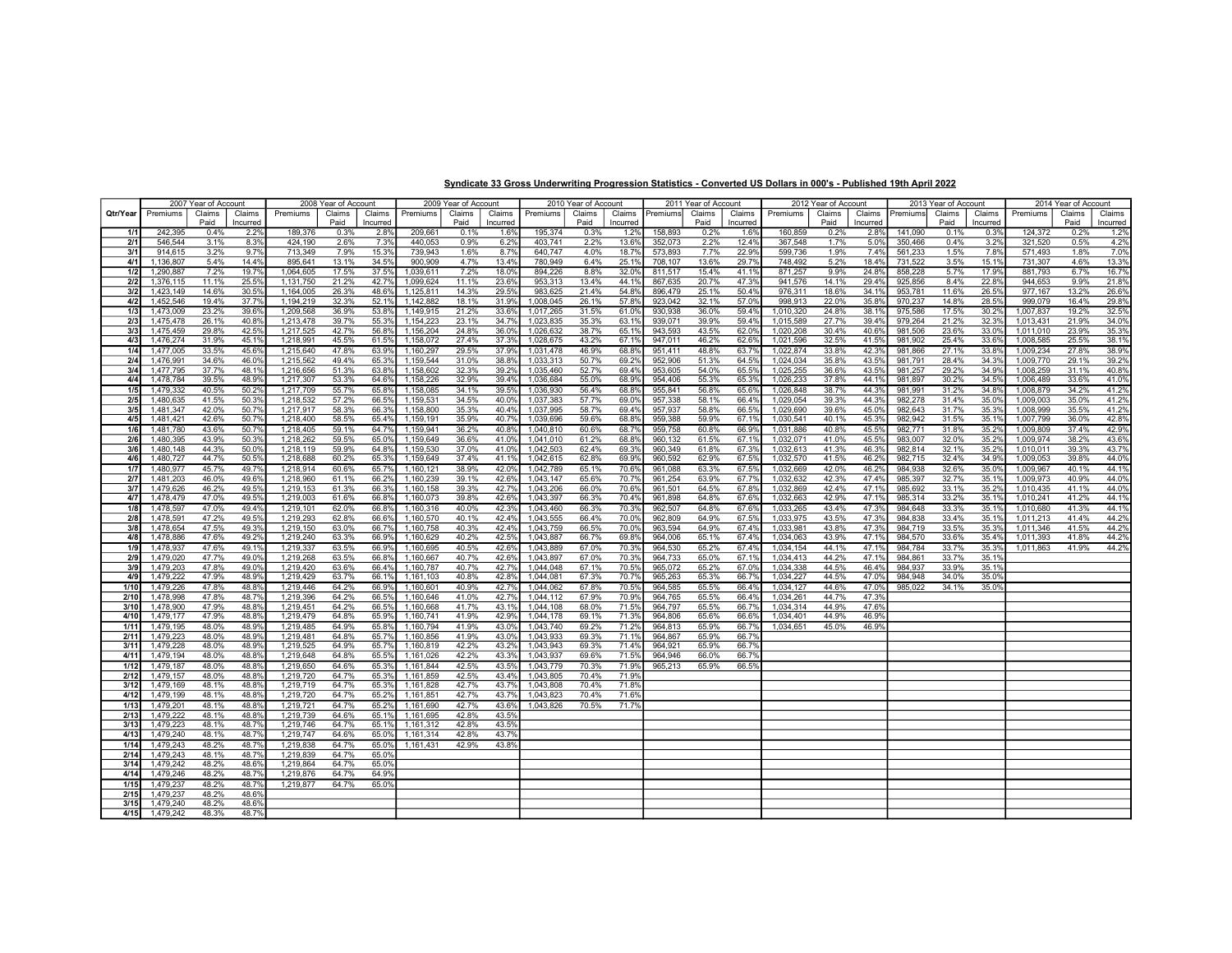**Syndicate 33 Gross Underwriting Progression Statistics - Converted US Dollars in 000's - Published 19th April 2022**

| Qtr/Year | 2007 Year of Account | | | 2008 Year of Account | | | 2009 Year of Account | | | 2010 Year of Account | | | 2011 Year of Account | | | 2012 Year of Account | | | 2013 Year of Account | | | 2014 Year of Account | | |
|---|---|---|---|---|---|---|---|---|---|---|---|---|---|---|---|---|---|---|---|---|---|---|---|---|
| | Premiums | Claims Paid | Claims Incurred | Premiums | Claims Paid | Claims Incurred | Premiums | Claims Paid | Claims Incurred | Premiums | Claims Paid | Claims Incurred | Premiums | Claims Paid | Claims Incurred | Premiums | Claims Paid | Claims Incurred | Premiums | Claims Paid | Claims Incurred | Premiums | Claims Paid | Claims Incurred |
| 1/1 | 242,395 | 0.4% | 2.2% | 189,376 | 0.3% | 2.8% | 209,661 | 0.1% | 1.6% | 195,374 | 0.3% | 1.2% | 158,893 | 0.2% | 1.6% | 160,859 | 0.2% | 2.8% | 141,090 | 0.1% | 0.3% | 124,372 | 0.2% | 1.2% |
| 2/1 | 546,544 | 3.1% | 8.3% | 424,190 | 2.6% | 7.3% | 440,053 | 0.9% | 6.2% | 403,741 | 2.2% | 13.6% | 352,073 | 2.2% | 12.4% | 367,548 | 1.7% | 5.0% | 350,466 | 0.4% | 3.2% | 321,520 | 0.5% | 4.2% |
| 3/1 | 914,615 | 3.2% | 9.7% | 713,349 | 7.9% | 15.3% | 739,943 | 1.6% | 8.7% | 640,747 | 4.0% | 18.7% | 573,893 | 7.7% | 22.9% | 599,736 | 1.9% | 7.4% | 561,233 | 1.5% | 7.8% | 571,493 | 1.8% | 7.0% |
| 4/1 | 1,136,807 | 5.4% | 14.4% | 895,641 | 13.1% | 34.5% | 900,909 | 4.7% | 13.4% | 780,949 | 6.4% | 25.1% | 708,107 | 13.6% | 29.7% | 748,492 | 5.2% | 18.4% | 731,522 | 3.5% | 15.1% | 731,307 | 4.6% | 13.3% |
| 1/2 | 1,290,887 | 7.2% | 19.7% | 1,064,605 | 17.5% | 37.5% | 1,039,611 | 7.2% | 18.0% | 894,226 | 8.8% | 32.0% | 811,517 | 15.4% | 41.1% | 871,257 | 9.9% | 24.8% | 858,228 | 5.7% | 17.9% | 881,793 | 6.7% | 16.7% |
| 2/2 | 1,376,115 | 11.1% | 25.5% | 1,131,750 | 21.2% | 42.7% | 1,099,624 | 11.1% | 23.6% | 953,313 | 13.4% | 44.1% | 867,635 | 20.7% | 47.3% | 941,576 | 14.1% | 29.4% | 925,856 | 8.4% | 22.8% | 944,653 | 9.9% | 21.8% |
| 3/2 | 1,423,149 | 14.6% | 30.5% | 1,164,005 | 26.3% | 48.6% | 1,125,811 | 14.3% | 29.5% | 983,625 | 21.4% | 54.8% | 896,479 | 25.1% | 50.4% | 976,311 | 18.6% | 34.1% | 953,781 | 11.6% | 26.5% | 977,167 | 13.2% | 26.6% |
| 4/2 | 1,452,546 | 19.4% | 37.7% | 1,194,219 | 32.3% | 52.1% | 1,142,882 | 18.1% | 31.9% | 1,008,045 | 26.1% | 57.8% | 923,042 | 32.1% | 57.0% | 998,913 | 22.0% | 35.8% | 970,237 | 14.8% | 28.5% | 999,079 | 16.4% | 29.8% |
| 1/3 | 1,473,009 | 23.2% | 39.6% | 1,209,568 | 36.9% | 53.8% | 1,149,915 | 21.2% | 33.6% | 1,017,265 | 31.5% | 61.0% | 930,938 | 36.0% | 59.4% | 1,010,320 | 24.8% | 38.1% | 975,586 | 17.5% | 30.2% | 1,007,837 | 19.2% | 32.5% |
| 2/3 | 1,475,478 | 26.1% | 40.8% | 1,213,478 | 39.7% | 55.3% | 1,154,223 | 23.1% | 34.7% | 1,023,835 | 35.3% | 63.1% | 939,071 | 39.9% | 59.4% | 1,015,589 | 27.7% | 39.4% | 979,264 | 21.2% | 32.3% | 1,013,431 | 21.9% | 34.0% |
| 3/3 | 1,475,459 | 29.8% | 42.5% | 1,217,525 | 42.7% | 56.8% | 1,156,204 | 24.8% | 36.0% | 1,026,632 | 38.7% | 65.1% | 943,593 | 43.5% | 62.0% | 1,020,208 | 30.4% | 40.6% | 981,506 | 23.6% | 33.0% | 1,011,010 | 23.9% | 35.3% |
| 4/3 | 1,476,274 | 31.9% | 45.1% | 1,218,991 | 45.5% | 61.5% | 1,158,072 | 27.4% | 37.3% | 1,028,675 | 43.2% | 67.1% | 947,011 | 46.2% | 62.6% | 1,021,596 | 32.5% | 41.5% | 981,902 | 25.4% | 33.6% | 1,008,585 | 25.5% | 38.1% |
| 1/4 | 1,477,005 | 33.5% | 45.6% | 1,215,640 | 47.8% | 63.9% | 1,160,297 | 29.5% | 37.9% | 1,031,478 | 46.9% | 68.8% | 951,411 | 48.8% | 63.7% | 1,022,874 | 33.8% | 42.3% | 981,866 | 27.1% | 33.8% | 1,009,234 | 27.8% | 38.9% |
| 2/4 | 1,476,991 | 34.6% | 46.0% | 1,215,562 | 49.4% | 65.3% | 1,159,544 | 31.0% | 38.8% | 1,033,313 | 50.7% | 69.2% | 952,906 | 51.3% | 64.5% | 1,024,034 | 35.8% | 43.5% | 981,791 | 28.4% | 34.3% | 1,009,770 | 29.1% | 39.2% |
| 3/4 | 1,477,795 | 37.7% | 48.1% | 1,216,656 | 51.3% | 63.8% | 1,158,602 | 32.3% | 39.2% | 1,035,460 | 52.7% | 69.4% | 953,605 | 54.0% | 65.5% | 1,025,255 | 36.6% | 43.5% | 981,257 | 29.2% | 34.9% | 1,008,259 | 31.1% | 40.8% |
| 4/4 | 1,478,784 | 39.5% | 48.9% | 1,217,307 | 53.3% | 64.6% | 1,158,226 | 32.9% | 39.4% | 1,036,684 | 55.0% | 68.9% | 954,406 | 55.3% | 65.3% | 1,026,233 | 37.8% | 44.1% | 981,897 | 30.2% | 34.5% | 1,006,489 | 33.6% | 41.0% |
| 1/5 | 1,479,332 | 40.5% | 50.2% | 1,217,709 | 55.7% | 65.8% | 1,158,085 | 34.1% | 39.5% | 1,036,930 | 56.4% | 68.8% | 955,841 | 56.8% | 65.6% | 1,026,848 | 38.7% | 44.3% | 981,991 | 31.2% | 34.8% | 1,008,879 | 34.2% | 41.2% |
| 2/5 | 1,480,635 | 41.5% | 50.3% | 1,218,532 | 57.2% | 66.5% | 1,159,531 | 34.5% | 40.0% | 1,037,383 | 57.7% | 69.0% | 957,338 | 58.1% | 66.4% | 1,029,054 | 39.3% | 44.3% | 982,278 | 31.4% | 35.0% | 1,009,003 | 35.0% | 41.2% |
| 3/5 | 1,481,347 | 42.0% | 50.7% | 1,217,917 | 58.3% | 66.3% | 1,158,800 | 35.3% | 40.4% | 1,037,995 | 58.7% | 69.4% | 957,937 | 58.8% | 66.5% | 1,029,690 | 39.6% | 45.0% | 982,643 | 31.7% | 35.3% | 1,008,999 | 35.5% | 41.2% |
| 4/5 | 1,481,421 | 42.6% | 50.7% | 1,218,400 | 58.5% | 65.4% | 1,159,191 | 35.9% | 40.7% | 1,039,696 | 59.6% | 68.8% | 959,388 | 59.9% | 67.1% | 1,030,541 | 40.1% | 45.3% | 982,942 | 31.5% | 35.1% | 1,007,799 | 36.0% | 42.8% |
| 1/6 | 1,481,780 | 43.6% | 50.7% | 1,218,405 | 59.1% | 64.7% | 1,159,941 | 36.2% | 40.8% | 1,040,810 | 60.6% | 68.7% | 959,758 | 60.8% | 66.9% | 1,031,886 | 40.8% | 45.5% | 982,771 | 31.8% | 35.2% | 1,009,809 | 37.4% | 42.9% |
| 2/6 | 1,480,395 | 43.9% | 50.3% | 1,218,262 | 59.5% | 65.0% | 1,159,649 | 36.6% | 41.0% | 1,041,010 | 61.2% | 68.8% | 960,132 | 61.5% | 67.1% | 1,032,071 | 41.0% | 45.5% | 983,007 | 32.0% | 35.2% | 1,009,974 | 38.2% | 43.6% |
| 3/6 | 1,480,148 | 44.3% | 50.0% | 1,218,119 | 59.9% | 64.8% | 1,159,530 | 37.0% | 41.0% | 1,042,503 | 62.4% | 69.3% | 960,349 | 61.8% | 67.3% | 1,032,613 | 41.3% | 46.3% | 982,814 | 32.1% | 35.2% | 1,010,011 | 39.3% | 43.7% |
| 4/6 | 1,480,727 | 44.7% | 50.5% | 1,218,688 | 60.2% | 65.3% | 1,159,649 | 37.4% | 41.1% | 1,042,615 | 62.8% | 69.9% | 960,592 | 62.9% | 67.5% | 1,032,570 | 41.5% | 46.2% | 982,715 | 32.4% | 34.9% | 1,009,053 | 39.8% | 44.0% |
| 1/7 | 1,480,977 | 45.7% | 49.7% | 1,218,914 | 60.6% | 65.7% | 1,160,121 | 38.9% | 42.0% | 1,042,789 | 65.1% | 70.6% | 961,088 | 63.3% | 67.5% | 1,032,669 | 42.0% | 46.2% | 984,938 | 32.6% | 35.0% | 1,009,967 | 40.1% | 44.1% |
| 2/7 | 1,481,203 | 46.0% | 49.6% | 1,218,960 | 61.1% | 66.2% | 1,160,239 | 39.1% | 42.6% | 1,043,147 | 65.6% | 70.7% | 961,254 | 63.9% | 67.7% | 1,032,632 | 42.3% | 47.4% | 985,397 | 32.7% | 35.1% | 1,009,973 | 40.9% | 44.0% |
| 3/7 | 1,479,626 | 46.2% | 49.5% | 1,219,153 | 61.3% | 66.3% | 1,160,158 | 39.3% | 42.7% | 1,043,206 | 66.0% | 70.6% | 961,501 | 64.5% | 67.8% | 1,032,869 | 42.4% | 47.1% | 985,692 | 33.1% | 35.2% | 1,010,435 | 41.1% | 44.0% |
| 4/7 | 1,478,479 | 47.0% | 49.5% | 1,219,003 | 61.6% | 66.8% | 1,160,073 | 39.8% | 42.6% | 1,043,397 | 66.3% | 70.4% | 961,898 | 64.8% | 67.6% | 1,032,663 | 42.9% | 47.1% | 985,314 | 33.2% | 35.1% | 1,010,241 | 41.2% | 44.1% |
| 1/8 | 1,478,597 | 47.0% | 49.4% | 1,219,101 | 62.0% | 66.8% | 1,160,316 | 40.0% | 42.3% | 1,043,460 | 66.3% | 70.3% | 962,507 | 64.8% | 67.6% | 1,033,265 | 43.4% | 47.3% | 984,648 | 33.3% | 35.1% | 1,010,680 | 41.3% | 44.1% |
| 2/8 | 1,478,591 | 47.2% | 49.5% | 1,219,293 | 62.8% | 66.6% | 1,160,570 | 40.1% | 42.4% | 1,043,555 | 66.4% | 70.0% | 962,809 | 64.9% | 67.5% | 1,033,975 | 43.5% | 47.3% | 984,838 | 33.4% | 35.1% | 1,011,213 | 41.4% | 44.2% |
| 3/8 | 1,478,654 | 47.5% | 49.3% | 1,219,150 | 63.0% | 66.7% | 1,160,758 | 40.3% | 42.4% | 1,043,759 | 66.5% | 70.0% | 963,594 | 64.9% | 67.4% | 1,033,981 | 43.8% | 47.3% | 984,719 | 33.5% | 35.3% | 1,011,346 | 41.5% | 44.2% |
| 4/8 | 1,478,886 | 47.6% | 49.2% | 1,219,240 | 63.3% | 66.9% | 1,160,629 | 40.2% | 42.5% | 1,043,887 | 66.7% | 69.8% | 964,006 | 65.1% | 67.4% | 1,034,063 | 43.9% | 47.1% | 984,570 | 33.6% | 35.4% | 1,011,393 | 41.8% | 44.2% |
| 1/9 | 1,478,937 | 47.6% | 49.1% | 1,219,337 | 63.5% | 66.9% | 1,160,695 | 40.5% | 42.6% | 1,043,889 | 67.0% | 70.3% | 964,530 | 65.2% | 67.4% | 1,034,154 | 44.1% | 47.1% | 984,784 | 33.7% | 35.3% | 1,011,863 | 41.9% | 44.2% |
| 2/9 | 1,479,020 | 47.7% | 49.0% | 1,219,268 | 63.5% | 66.8% | 1,160,667 | 40.7% | 42.6% | 1,043,897 | 67.0% | 70.3% | 964,733 | 65.0% | 67.1% | 1,034,413 | 44.2% | 47.1% | 984,861 | 33.7% | 35.1% | | | |
| 3/9 | 1,479,203 | 47.8% | 49.0% | 1,219,420 | 63.6% | 66.4% | 1,160,787 | 40.7% | 42.7% | 1,044,048 | 67.1% | 70.5% | 965,072 | 65.2% | 67.0% | 1,034,338 | 44.5% | 46.4% | 984,937 | 33.9% | 35.1% | | | |
| 4/9 | 1,479,222 | 47.9% | 48.9% | 1,219,429 | 63.7% | 66.1% | 1,161,103 | 40.8% | 42.8% | 1,044,081 | 67.3% | 70.7% | 965,263 | 65.3% | 66.7% | 1,034,227 | 44.5% | 47.0% | 984,948 | 34.0% | 35.0% | | | |
| 1/10 | 1,479,226 | 47.8% | 48.8% | 1,219,446 | 64.2% | 66.9% | 1,160,601 | 40.9% | 42.7% | 1,044,062 | 67.8% | 70.5% | 964,585 | 65.5% | 66.4% | 1,034,127 | 44.6% | 47.0% | 985,022 | 34.1% | 35.0% | | | |
| 2/10 | 1,478,998 | 47.8% | 48.7% | 1,219,396 | 64.2% | 66.5% | 1,160,646 | 41.0% | 42.7% | 1,044,112 | 67.9% | 70.9% | 964,765 | 65.5% | 66.7% | 1,034,261 | 44.7% | 47.3% | | | | | | |
| 3/10 | 1,478,900 | 47.9% | 48.8% | 1,219,451 | 64.2% | 66.5% | 1,160,668 | 41.7% | 43.1% | 1,044,108 | 68.0% | 71.5% | 964,797 | 65.5% | 66.7% | 1,034,314 | 44.9% | 47.6% | | | | | | |
| 4/10 | 1,479,177 | 47.9% | 48.8% | 1,219,479 | 64.8% | 65.9% | 1,160,741 | 41.9% | 42.9% | 1,044,178 | 69.1% | 71.3% | 964,806 | 65.6% | 66.6% | 1,034,401 | 44.9% | 46.9% | | | | | | |
| 1/11 | 1,479,195 | 48.0% | 48.9% | 1,219,485 | 64.9% | 65.8% | 1,160,794 | 41.9% | 43.0% | 1,043,740 | 69.2% | 71.2% | 964,813 | 65.9% | 66.7% | 1,034,651 | 45.0% | 46.9% | | | | | | |
| 2/11 | 1,479,223 | 48.0% | 48.9% | 1,219,481 | 64.8% | 65.7% | 1,160,856 | 41.9% | 43.0% | 1,043,933 | 69.3% | 71.1% | 964,867 | 65.9% | 66.7% | | | | | | | | | |
| 3/11 | 1,479,228 | 48.0% | 48.9% | 1,219,525 | 64.9% | 65.7% | 1,160,819 | 42.2% | 43.2% | 1,043,943 | 69.3% | 71.4% | 964,921 | 65.9% | 66.7% | | | | | | | | | |
| 4/11 | 1,479,194 | 48.0% | 48.8% | 1,219,648 | 64.8% | 65.5% | 1,161,026 | 42.2% | 43.3% | 1,043,937 | 69.6% | 71.5% | 964,946 | 66.0% | 66.7% | | | | | | | | | |
| 1/12 | 1,479,187 | 48.0% | 48.8% | 1,219,650 | 64.6% | 65.3% | 1,161,844 | 42.5% | 43.5% | 1,043,779 | 70.3% | 71.9% | 965,213 | 65.9% | 66.5% | | | | | | | | | |
| 2/12 | 1,479,157 | 48.0% | 48.8% | 1,219,720 | 64.7% | 65.3% | 1,161,859 | 42.5% | 43.4% | 1,043,805 | 70.4% | 71.9% | | | | | | | | | | | | |
| 3/12 | 1,479,169 | 48.1% | 48.8% | 1,219,719 | 64.7% | 65.3% | 1,161,828 | 42.7% | 43.7% | 1,043,808 | 70.4% | 71.8% | | | | | | | | | | | | |
| 4/12 | 1,479,199 | 48.1% | 48.8% | 1,219,720 | 64.7% | 65.2% | 1,161,851 | 42.7% | 43.7% | 1,043,823 | 70.4% | 71.6% | | | | | | | | | | | | |
| 1/13 | 1,479,201 | 48.1% | 48.8% | 1,219,721 | 64.7% | 65.2% | 1,161,690 | 42.7% | 43.6% | 1,043,826 | 70.5% | 71.7% | | | | | | | | | | | | |
| 2/13 | 1,479,222 | 48.1% | 48.8% | 1,219,739 | 64.6% | 65.1% | 1,161,695 | 42.8% | 43.5% | | | | | | | | | | | | | | | |
| 3/13 | 1,479,223 | 48.1% | 48.7% | 1,219,746 | 64.7% | 65.1% | 1,161,312 | 42.8% | 43.5% | | | | | | | | | | | | | | | |
| 4/13 | 1,479,240 | 48.1% | 48.7% | 1,219,747 | 64.6% | 65.0% | 1,161,314 | 42.8% | 43.7% | | | | | | | | | | | | | | | |
| 1/14 | 1,479,243 | 48.2% | 48.7% | 1,219,838 | 64.7% | 65.0% | 1,161,431 | 42.9% | 43.8% | | | | | | | | | | | | | | | |
| 2/14 | 1,479,243 | 48.1% | 48.7% | 1,219,839 | 64.7% | 65.0% | | | | | | | | | | | | | | | | | | |
| 3/14 | 1,479,242 | 48.2% | 48.6% | 1,219,864 | 64.7% | 65.0% | | | | | | | | | | | | | | | | | | |
| 4/14 | 1,479,246 | 48.2% | 48.7% | 1,219,876 | 64.7% | 64.9% | | | | | | | | | | | | | | | | | | |
| 1/15 | 1,479,237 | 48.2% | 48.7% | 1,219,877 | 64.7% | 65.0% | | | | | | | | | | | | | | | | | | |
| 2/15 | 1,479,237 | 48.2% | 48.6% | | | | | | | | | | | | | | | | | | | | | |
| 3/15 | 1,479,240 | 48.2% | 48.6% | | | | | | | | | | | | | | | | | | | | | |
| 4/15 | 1,479,242 | 48.3% | 48.7% | | | | | | | | | | | | | | | | | | | | | |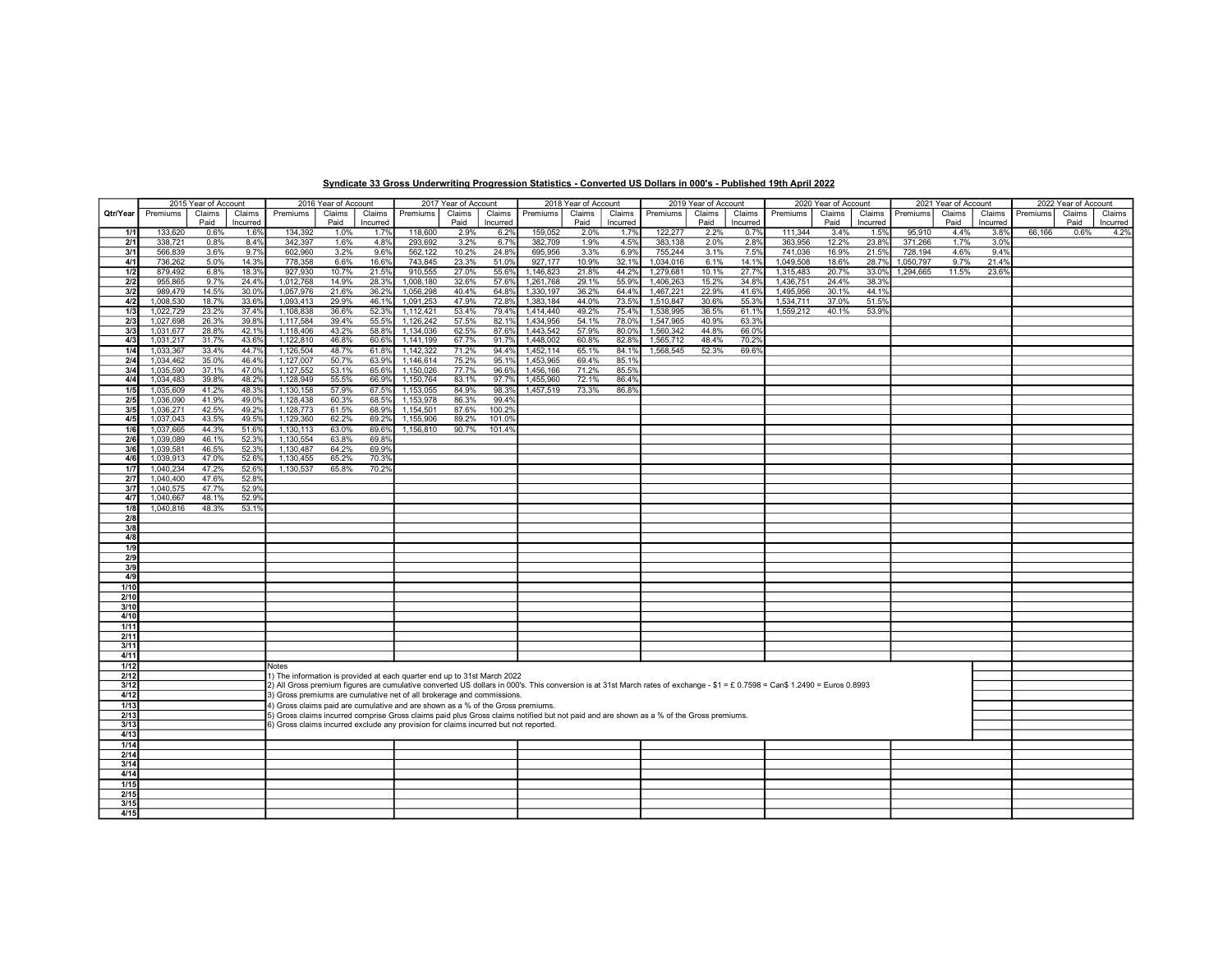## Syndicate 33 Gross Underwriting Progression Statistics - Converted US Dollars in 000's - Published 19th April 2022

| Qtr/Year | 2015 Year of Account | | | 2016 Year of Account | | | 2017 Year of Account | | | 2018 Year of Account | | | 2019 Year of Account | | | 2020 Year of Account | | | 2021 Year of Account | | | 2022 Year of Account | | |
|---|---|---|---|---|---|---|---|---|---|---|---|---|---|---|---|---|---|---|---|---|---|---|---|---|
| | Premiums | Claims Paid | Claims Incurred | Premiums | Claims Paid | Claims Incurred | Premiums | Claims Paid | Claims Incurred | Premiums | Claims Paid | Claims Incurred | Premiums | Claims Paid | Claims Incurred | Premiums | Claims Paid | Claims Incurred | Premiums | Claims Paid | Claims Incurred | Premiums | Claims Paid | Claims Incurred |
| 1/1 | 133,620 | 0.6% | 1.6% | 134,392 | 1.0% | 1.7% | 118,600 | 2.9% | 6.2% | 159,052 | 2.0% | 1.7% | 122,277 | 2.2% | 0.7% | 111,344 | 3.4% | 1.5% | 95,910 | 4.4% | 3.8% | 66,166 | 0.6% | 4.2% |
| 2/1 | 338,721 | 0.8% | 8.4% | 342,397 | 1.6% | 4.8% | 293,692 | 3.2% | 6.7% | 382,709 | 1.9% | 4.5% | 383,138 | 2.0% | 2.8% | 363,956 | 12.2% | 23.8% | 371,266 | 1.7% | 3.0% | | | |
| 3/1 | 566,839 | 3.6% | 9.7% | 602,960 | 3.2% | 9.6% | 562,122 | 10.2% | 24.8% | 695,956 | 3.3% | 6.9% | 755,244 | 3.1% | 7.5% | 741,036 | 16.9% | 21.5% | 728,194 | 4.6% | 9.4% | | | |
| 4/1 | 736,262 | 5.0% | 14.3% | 778,358 | 6.6% | 16.6% | 743,845 | 23.3% | 51.0% | 927,177 | 10.9% | 32.1% | 1,034,016 | 6.1% | 14.1% | 1,049,508 | 18.6% | 28.7% | 1,050,797 | 9.7% | 21.4% | | | |
| 1/2 | 879,492 | 6.8% | 18.3% | 927,930 | 10.7% | 21.5% | 910,555 | 27.0% | 55.6% | 1,146,823 | 21.8% | 44.2% | 1,279,681 | 10.1% | 27.7% | 1,315,483 | 20.7% | 33.0% | 1,294,665 | 11.5% | 23.6% | | | |
| 2/2 | 955,865 | 9.7% | 24.4% | 1,012,768 | 14.9% | 28.3% | 1,008,180 | 32.6% | 57.6% | 1,261,768 | 29.1% | 55.9% | 1,406,263 | 15.2% | 34.8% | 1,436,751 | 24.4% | 38.3% | | | | | | |
| 3/2 | 989,479 | 14.5% | 30.0% | 1,057,976 | 21.6% | 36.2% | 1,056,298 | 40.4% | 64.8% | 1,330,197 | 36.2% | 64.4% | 1,467,221 | 22.9% | 41.6% | 1,495,956 | 30.1% | 44.1% | | | | | | |
| 4/2 | 1,008,530 | 18.7% | 33.6% | 1,093,413 | 29.9% | 46.1% | 1,091,253 | 47.9% | 72.8% | 1,383,184 | 44.0% | 73.5% | 1,510,847 | 30.6% | 55.3% | 1,534,711 | 37.0% | 51.5% | | | | | | |
| 1/3 | 1,022,729 | 23.2% | 37.4% | 1,108,838 | 36.6% | 52.3% | 1,112,421 | 53.4% | 79.4% | 1,414,440 | 49.2% | 75.4% | 1,538,995 | 36.5% | 61.1% | 1,559,212 | 40.1% | 53.9% | | | | | | |
| 2/3 | 1,027,698 | 26.3% | 39.8% | 1,117,584 | 39.4% | 55.5% | 1,126,242 | 57.5% | 82.1% | 1,434,956 | 54.1% | 78.0% | 1,547,965 | 40.9% | 63.3% | | | | | | | | | |
| 3/3 | 1,031,677 | 28.8% | 42.1% | 1,118,406 | 43.2% | 58.8% | 1,134,036 | 62.5% | 87.6% | 1,443,542 | 57.9% | 80.0% | 1,560,342 | 44.8% | 66.0% | | | | | | | | | |
| 4/3 | 1,031,217 | 31.7% | 43.6% | 1,122,810 | 46.8% | 60.6% | 1,141,199 | 67.7% | 91.7% | 1,448,002 | 60.8% | 82.8% | 1,565,712 | 48.4% | 70.2% | | | | | | | | | |
| 1/4 | 1,033,367 | 33.4% | 44.7% | 1,126,504 | 48.7% | 61.8% | 1,142,322 | 71.2% | 94.4% | 1,452,114 | 65.1% | 84.1% | 1,568,545 | 52.3% | 69.6% | | | | | | | | | |
| 2/4 | 1,034,462 | 35.0% | 46.4% | 1,127,007 | 50.7% | 63.9% | 1,146,614 | 75.2% | 95.1% | 1,453,965 | 69.4% | 85.1% | | | | | | | | | | | | |
| 3/4 | 1,035,590 | 37.1% | 47.0% | 1,127,552 | 53.1% | 65.6% | 1,150,026 | 77.7% | 96.6% | 1,456,166 | 71.2% | 85.5% | | | | | | | | | | | | |
| 4/4 | 1,034,483 | 39.8% | 48.2% | 1,128,949 | 55.5% | 66.9% | 1,150,764 | 83.1% | 97.7% | 1,455,960 | 72.1% | 86.4% | | | | | | | | | | | | |
| 1/5 | 1,035,609 | 41.2% | 48.3% | 1,130,158 | 57.9% | 67.5% | 1,153,055 | 84.9% | 98.3% | 1,457,519 | 73.3% | 86.8% | | | | | | | | | | | | |
| 2/5 | 1,036,090 | 41.9% | 49.0% | 1,128,438 | 60.3% | 68.5% | 1,153,978 | 86.3% | 99.4% | | | | | | | | | | | | | | | |
| 3/5 | 1,036,271 | 42.5% | 49.2% | 1,128,773 | 61.5% | 68.9% | 1,154,501 | 87.6% | 100.2% | | | | | | | | | | | | | | | |
| 4/5 | 1,037,043 | 43.5% | 49.5% | 1,129,360 | 62.2% | 69.2% | 1,155,906 | 89.2% | 101.0% | | | | | | | | | | | | | | | |
| 1/6 | 1,037,665 | 44.3% | 51.6% | 1,130,113 | 63.0% | 69.6% | 1,156,810 | 90.7% | 101.4% | | | | | | | | | | | | | | | |
| 2/6 | 1,039,089 | 46.1% | 52.3% | 1,130,554 | 63.8% | 69.8% | | | | | | | | | | | | | | | | | | |
| 3/6 | 1,039,581 | 46.5% | 52.3% | 1,130,487 | 64.2% | 69.9% | | | | | | | | | | | | | | | | | | |
| 4/6 | 1,039,913 | 47.0% | 52.6% | 1,130,455 | 65.2% | 70.3% | | | | | | | | | | | | | | | | | | |
| 1/7 | 1,040,234 | 47.2% | 52.6% | 1,130,537 | 65.8% | 70.2% | | | | | | | | | | | | | | | | | | |
| 2/7 | 1,040,400 | 47.6% | 52.8% | | | | | | | | | | | | | | | | | | | | | |
| 3/7 | 1,040,575 | 47.7% | 52.9% | | | | | | | | | | | | | | | | | | | | | |
| 4/7 | 1,040,667 | 48.1% | 52.9% | | | | | | | | | | | | | | | | | | | | | |
| 1/8 | 1,040,816 | 48.3% | 53.1% | | | | | | | | | | | | | | | | | | | | | |
| 2/8 | | | | | | | | | | | | | | | | | | | | | | | | |
| 3/8 | | | | | | | | | | | | | | | | | | | | | | | | |
| 4/8 | | | | | | | | | | | | | | | | | | | | | | | | |
| 1/9 | | | | | | | | | | | | | | | | | | | | | | | | |
| 2/9 | | | | | | | | | | | | | | | | | | | | | | | | |
| 3/9 | | | | | | | | | | | | | | | | | | | | | | | | |
| 4/9 | | | | | | | | | | | | | | | | | | | | | | | | |
| 1/10 | | | | | | | | | | | | | | | | | | | | | | | | |
| 2/10 | | | | | | | | | | | | | | | | | | | | | | | | |
| 3/10 | | | | | | | | | | | | | | | | | | | | | | | | |
| 4/10 | | | | | | | | | | | | | | | | | | | | | | | | |
| 1/11 | | | | | | | | | | | | | | | | | | | | | | | | |
| 2/11 | | | | | | | | | | | | | | | | | | | | | | | | |
| 3/11 | | | | | | | | | | | | | | | | | | | | | | | | |
| 4/11 | | | | | | | | | | | | | | | | | | | | | | | | |
| 1/12 | | | | | | | | | | | | | | | | | | | | | | | | |
| 2/12 | | | | | | | | | | | | | | | | | | | | | | | | |
| 3/12 | | | | | | | | | | | | | | | | | | | | | | | | |
| 4/12 | | | | | | | | | | | | | | | | | | | | | | | | |
| 1/13 | | | | | | | | | | | | | | | | | | | | | | | | |
| 2/13 | | | | | | | | | | | | | | | | | | | | | | | | |
| 3/13 | | | | | | | | | | | | | | | | | | | | | | | | |
| 4/13 | | | | | | | | | | | | | | | | | | | | | | | | |
| 1/14 | | | | | | | | | | | | | | | | | | | | | | | | |
| 2/14 | | | | | | | | | | | | | | | | | | | | | | | | |
| 3/14 | | | | | | | | | | | | | | | | | | | | | | | | |
| 4/14 | | | | | | | | | | | | | | | | | | | | | | | | |
| 1/15 | | | | | | | | | | | | | | | | | | | | | | | | |
| 2/15 | | | | | | | | | | | | | | | | | | | | | | | | |
| 3/15 | | | | | | | | | | | | | | | | | | | | | | | | |
| 4/15 | | | | | | | | | | | | | | | | | | | | | | | | |

Notes
1) The information is provided at each quarter end up to 31st March 2022
2) All Gross premium figures are cumulative converted US dollars in 000's. This conversion is at 31st March rates of exchange - $1 = £ 0.7598 = Can$ 1.2490 = Euros 0.8993
3) Gross premiums are cumulative net of all brokerage and commissions.
4) Gross claims paid are cumulative and are shown as a % of the Gross premiums.
5) Gross claims incurred comprise Gross claims paid plus Gross claims notified but not paid and are shown as a % of the Gross premiums.
6) Gross claims incurred exclude any provision for claims incurred but not reported.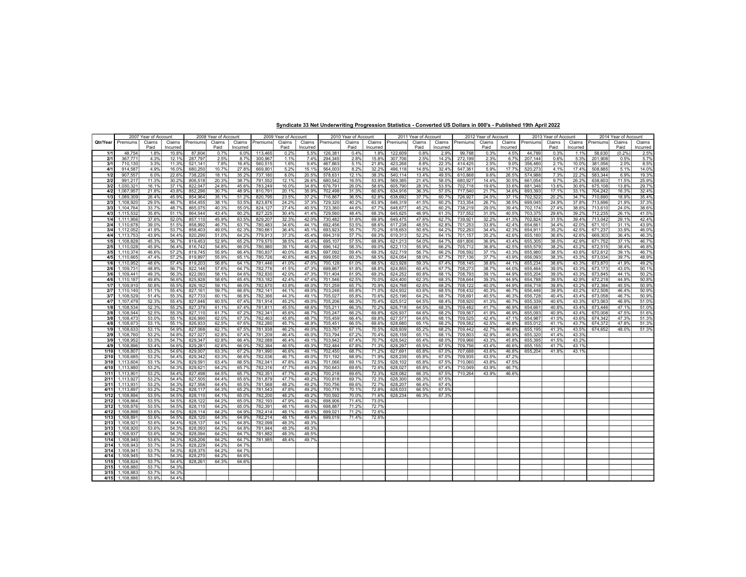**Syndicate 33 Net Underwriting Progression Statistics - Converted US Dollars in 000's - Published 19th April 2022**

| Qtr/Year | 2007 Year of Account | | | 2008 Year of Account | | | 2009 Year of Account | | | 2010 Year of Account | | | 2011 Year of Account | | | 2012 Year of Account | | | 2013 Year of Account | | | 2014 Year of Account | | |
|---|---|---|---|---|---|---|---|---|---|---|---|---|---|---|---|---|---|---|---|---|---|---|---|---|
| | Premiums | Claims Paid | Claims Incurred | Premiums | Claims Paid | Claims Incurred | Premiums | Claims Paid | Claims Incurred | Premiums | Claims Paid | Claims Incurred | Premiums | Claims Paid | Claims Incurred | Premiums | Claims Paid | Claims Incurred | Premiums | Claims Paid | Claims Incurred | Premiums | Claims Paid | Claims Incurred |
| 1/1 | 48,754 | 1.8% | 10.8% | 87,804 | 0.7% | 6.0% | 113,465 | 0.2% | 5.5% | 126,381 | 0.4% | 1.8% | 122,609 | 0.8% | 2.9% | 99,768 | 0.3% | 4.5% | 44,789 | 0.3% | 1.1% | 58,630 | (0.2%) | 2.5% |
| 2/1 | 367,771 | 4.3% | 12.1% | 287,797 | 2.5% | 8.7% | 300,967 | 1.1% | 7.4% | 294,345 | 2.8% | 15.8% | 307,706 | 2.5% | 14.2% | 272,199 | 2.3% | 6.7% | 207,144 | 0.6% | 5.3% | 201,908 | 0.5% | 5.7% |
| 3/1 | 710,130 | 3.3% | 11.3% | 521,141 | 7.8% | 16.4% | 560,515 | 1.6% | 9.4% | 467,863 | 5.1% | 21.8% | 423,268 | 8.8% | 22.3% | 414,425 | 2.5% | 9.0% | 356,480 | 2.1% | 10.0% | 381,056 | 2.0% | 8.5% |
| 4/1 | 914,587 | 4.9% | 16.0% | 680,250 | 10.7% | 27.8% | 669,901 | 5.2% | 15.1% | 564,003 | 8.2% | 32.2% | 496,118 | 14.8% | 32.4% | 547,361 | 5.9% | 17.7% | 520,273 | 4.1% | 17.4% | 508,885 | 5.1% | 14.0% |
| 1/2 | 907,557 | 6.0% | 22.6% | 738,226 | 18.1% | 35.2% | 737,180 | 8.0% | 20.5% | 578,631 | 12.1% | 38.3% | 540,114 | 13.4% | 49.5% | 610,868 | 9.6% | 26.5% | 574,988 | 7.3% | 22.2% | 583,344 | 6.9% | 19.3% |
| 2/2 | 991,217 | 11.3% | 30.2% | 806,518 | 20.3% | 38.7% | 791,552 | 12.1% | 26.6% | 680,542 | 16.5% | 53.9% | 569,385 | 21.4% | 58.0% | 680,927 | 14.4% | 30.5% | 661,054 | 9.7% | 26.2% | 638,603 | 11.5% | 25.9% |
| 3/2 | 1,030,321 | 16.1% | 37.1% | 822,047 | 24.8% | 45.6% | 783,249 | 16.0% | 34.8% | 676,791 | 26.0% | 58.6% | 605,790 | 28.3% | 53.5% | 702,718 | 19.6% | 33.6% | 681,346 | 13.6% | 30.8% | 675,108 | 13.8% | 29.7% |
| 4/2 | 1,067,957 | 21.8% | 43.8% | 852,296 | 30.7% | 48.9% | 810,791 | 20.1% | 35.9% | 702,498 | 31.3% | 60.6% | 634,916 | 36.3% | 57.0% | 717,540 | 21.7% | 34.6% | 693,393 | 17.1% | 33.1% | 704,242 | 16.3% | 32.4% |
| 1/3 | 1,089,309 | 26.4% | 45.9% | 854,964 | 35.1% | 51.2% | 820,795 | 23.5% | 37.2% | 716,867 | 36.5% | 62.8% | 638,692 | 37.7% | 60.7% | 726,927 | 24.0% | 37.1% | 702,522 | 20.2% | 34.7% | 710,690 | 18.9% | 35.4% |
| 2/3 | 1,108,920 | 29.5% | 46.7% | 854,455 | 38.1% | 53.5% | 823,876 | 24.2% | 37.3% | 729,320 | 40.2% | 63.9% | 646,319 | 41.5% | 60.2% | 733,354 | 26.7% | 38.5% | 699,045 | 24.9% | 37.8% | 713,696 | 21.9% | 37.3% |
| 3/3 | 1,104,764 | 33.7% | 48.7% | 865,075 | 40.3% | 55.0% | 824,127 | 27.4% | 40.5% | 723,360 | 44.6% | 67.7% | 648,677 | 45.2% | 60.2% | 738,219 | 29.0% | 39.4% | 702,174 | 27.4% | 38.6% | 713,610 | 24.0% | 38.6% |
| 4/3 | 1,115,532 | 35.8% | 51.1% | 864,544 | 43.4% | 60.2% | 827,225 | 30.4% | 41.4% | 729,560 | 48.4% | 68.3% | 645,625 | 46.9% | 61.3% | 737,552 | 31.0% | 40.5% | 703,375 | 29.6% | 39.2% | 712,235 | 26.1% | 41.5% |
| 1/4 | 1,111,956 | 37.6% | 52.0% | 857,110 | 45.9% | 63.5% | 829,207 | 32.3% | 42.0% | 730,482 | 51.6% | 69.9% | 649,475 | 47.6% | 62.7% | 739,921 | 32.2% | 41.3% | 702,824 | 31.5% | 39.4% | 713,042 | 29.1% | 42.4% |
| 2/4 | 1,110,678 | 39.0% | 51.5% | 858,992 | 46.7% | 63.7% | 780,483 | 34.6% | 44.1% | 692,456 | 53.5% | 68.6% | 617,238 | 48.5% | 62.8% | 701,253 | 33.8% | 42.4% | 654,661 | 34.4% | 42.0% | 671,101 | 31.1% | 43.9% |
| 3/4 | 1,112,052 | 41.9% | 53.7% | 858,403 | 49.0% | 62.3% | 780,661 | 36.4% | 45.1% | 693,923 | 55.7% | 70.2% | 618,653 | 50.6% | 64.2% | 702,263 | 34.4% | 42.3% | 654,911 | 35.2% | 42.5% | 671,237 | 33.9% | 46.0% |
| 4/4 | 1,113,753 | 43.9% | 54.4% | 820,290 | 51.0% | 64.2% | 779,913 | 37.3% | 45.4% | 694,319 | 57.7% | 69.3% | 619,313 | 52.2% | 64.1% | 701,157 | 35.2% | 42.6% | 655,180 | 36.6% | 42.6% | 669,303 | 36.4% | 46.3% |
| 1/5 | 1,108,828 | 45.3% | 56.7% | 819,453 | 52.9% | 65.2% | 779,570 | 38.5% | 45.4% | 695,107 | 57.5% | 68.9% | 621,213 | 54.0% | 64.7% | 691,806 | 36.9% | 43.4% | 655,305 | 38.0% | 42.9% | 671,752 | 37.1% | 46.7% |
| 2/5 | 1,110,028 | 45.9% | 56.4% | 816,742 | 54.8% | 66.0% | 780,980 | 39.1% | 46.0% | 696,142 | 58.3% | 69.0% | 622,113 | 55.9% | 66.2% | 705,712 | 36.8% | 42.5% | 655,579 | 38.2% | 43.2% | 672,515 | 38.4% | 46.8% |
| 3/5 | 1,110,374 | 46.6% | 57.2% | 819,745 | 55.9% | 66.4% | 780,837 | 40.0% | 46.5% | 697,092 | 59.4% | 69.3% | 622,719 | 56.7% | 66.2% | 706,592 | 37.1% | 43.3% | 655,980 | 38.5% | 43.6% | 672,612 | 39.7% | 46.7% |
| 4/5 | 1,110,665 | 47.4% | 57.2% | 819,897 | 55.9% | 65.1% | 780,726 | 40.6% | 46.8% | 699,050 | 60.3% | 68.5% | 624,054 | 58.0% | 67.7% | 707,136 | 37.7% | 43.9% | 656,093 | 38.3% | 43.3% | 673,034 | 39.7% | 48.9% |
| 1/6 | 1,110,952 | 48.6% | 57.4% | 819,203 | 56.8% | 64.1% | 781,446 | 41.0% | 47.0% | 700,128 | 61.0% | 68.5% | 623,928 | 59.3% | 67.4% | 708,145 | 38.6% | 44.1% | 655,234 | 38.6% | 43.3% | 673,870 | 41.9% | 49.2% |
| 2/6 | 1,109,731 | 48.9% | 56.7% | 822,148 | 57.6% | 64.7% | 782,776 | 41.5% | 47.3% | 699,867 | 61.8% | 68.8% | 624,855 | 60.4% | 67.7% | 708,273 | 38.7% | 44.0% | 655,464 | 39.0% | 43.3% | 673,173 | 43.0% | 50.1% |
| 3/6 | 1,109,441 | 49.3% | 56.3% | 822,093 | 58.1% | 64.6% | 782,830 | 42.0% | 47.3% | 701,404 | 61.9% | 69.3% | 624,252 | 60.8% | 68.1% | 708,793 | 39.1% | 44.9% | 655,204 | 39.0% | 43.3% | 673,845 | 44.1% | 50.2% |
| 4/6 | 1,110,187 | 49.8% | 56.6% | 825,928 | 58.6% | 65.4% | 783,182 | 42.4% | 47.4% | 701,546 | 62.5% | 70.0% | 624,400 | 62.3% | 68.3% | 708,644 | 39.3% | 44.9% | 654,788 | 39.5% | 42.9% | 672,218 | 44.9% | 50.8% |
| 1/7 | 1,109,910 | 50.8% | 55.5% | 826,162 | 59.1% | 66.0% | 782,670 | 43.8% | 48.0% | 701,259 | 65.7% | 70.9% | 624,768 | 62.6% | 68.2% | 708,122 | 40.0% | 44.9% | 656,718 | 39.8% | 43.2% | 672,394 | 45.5% | 50.9% |
| 2/7 | 1,110,140 | 51.1% | 55.4% | 827,161 | 59.7% | 66.6% | 782,141 | 44.1% | 49.0% | 703,246 | 65.8% | 71.0% | 624,932 | 63.6% | 68.5% | 708,432 | 40.3% | 46.7% | 656,446 | 39.9% | 43.2% | 672,508 | 46.4% | 50.9% |
| 3/7 | 1,108,529 | 51.4% | 55.3% | 827,733 | 60.1% | 66.8% | 782,366 | 44.3% | 49.1% | 705,027 | 65.8% | 70.6% | 625,196 | 64.2% | 68.7% | 708,691 | 40.5% | 46.3% | 656,728 | 40.4% | 43.4% | 673,058 | 46.7% | 50.9% |
| 4/7 | 1,107,479 | 52.3% | 55.4% | 827,646 | 60.5% | 67.4% | 781,914 | 45.2% | 49.0% | 705,206 | 66.3% | 70.4% | 625,512 | 64.5% | 68.4% | 708,920 | 41.3% | 46.7% | 655,339 | 40.6% | 43.3% | 673,063 | 46.9% | 51.0% |
| 1/8 | 1,108,534 | 52.3% | 55.2% | 827,379 | 61.1% | 67.4% | 781,811 | 45.5% | 48.6% | 705,211 | 66.3% | 70.2% | 626,718 | 64.5% | 68.3% | 709,482 | 41.7% | 46.9% | 654,661 | 40.8% | 43.4% | 673,446 | 47.1% | 51.0% |
| 2/8 | 1,108,544 | 52.5% | 55.3% | 827,110 | 61.7% | 67.2% | 782,341 | 45.6% | 48.7% | 705,247 | 66.2% | 69.8% | 626,937 | 64.6% | 68.2% | 709,567 | 41.9% | 46.9% | 655,093 | 40.9% | 43.4% | 670,008 | 47.5% | 51.6% |
| 3/8 | 1,108,473 | 53.0% | 55.1% | 826,990 | 62.0% | 67.3% | 782,463 | 45.8% | 48.7% | 705,459 | 66.4% | 69.8% | 627,577 | 64.6% | 68.1% | 709,525 | 42.4% | 47.1% | 654,987 | 41.0% | 43.6% | 674,342 | 47.3% | 51.3% |
| 4/8 | 1,108,673 | 53.1% | 55.1% | 826,933 | 62.5% | 67.6% | 782,280 | 45.7% | 48.9% | 705,451 | 66.5% | 69.6% | 628,680 | 65.1% | 68.2% | 709,582 | 42.5% | 46.8% | 655,012 | 41.1% | 43.7% | 674,372 | 47.8% | 51.3% |
| 1/9 | 1,108,633 | 53.1% | 54.9% | 827,068 | 62.7% | 67.5% | 781,938 | 46.2% | 49.0% | 703,767 | 67.1% | 70.5% | 628,939 | 65.2% | 68.2% | 709,442 | 42.7% | 46.8% | 655,195 | 41.3% | 43.5% | 674,652 | 48.0% | 51.3% |
| 2/9 | 1,108,760 | 53.2% | 54.8% | 827,027 | 62.8% | 67.4% | 781,209 | 46.4% | 49.0% | 703,794 | 67.2% | 70.4% | 628,159 | 65.1% | 68.1% | 709,803 | 42.9% | 46.9% | 655,320 | 41.4% | 43.3% | | | |
| 3/9 | 1,108,952 | 53.3% | 54.7% | 829,347 | 62.8% | 66.4% | 782,088 | 46.4% | 49.1% | 703,942 | 67.4% | 70.7% | 628,542 | 65.4% | 68.0% | 709,966 | 43.3% | 45.8% | 655,395 | 41.5% | 43.2% | | | |
| 4/9 | 1,108,896 | 53.4% | 54.6% | 829,281 | 62.6% | 66.0% | 782,384 | 46.5% | 49.3% | 702,484 | 67.8% | 71.3% | 628,297 | 65.5% | 67.5% | 709,756 | 43.4% | 46.6% | 655,155 | 41.7% | 43.1% | | | |
| 1/10 | 1,108,807 | 53.2% | 54.6% | 829,007 | 63.3% | 67.2% | 781,990 | 46.6% | 49.1% | 702,450 | 68.7% | 71.2% | 627,691 | 65.8% | 67.0% | 707,688 | 43.6% | 46.8% | 655,204 | 41.8% | 43.1% | | | |
| 2/10 | 1,108,685 | 53.2% | 54.4% | 829,342 | 63.3% | 66.6% | 782,036 | 46.7% | 49.0% | 701,192 | 68.9% | 71.9% | 628,239 | 65.8% | 67.0% | 709,935 | 43.5% | 47.2% | | | | | | |
| 3/10 | 1,113,604 | 53.1% | 54.3% | 829,591 | 63.4% | 66.5% | 782,041 | 47.8% | 49.3% | 701,066 | 69.1% | 72.5% | 628,102 | 65.8% | 67.5% | 710,060 | 43.8% | 47.5% | | | | | | |
| 4/10 | 1,113,880 | 53.2% | 54.3% | 829,621 | 64.2% | 65.7% | 782,316 | 47.7% | 49.0% | 700,643 | 69.6% | 72.6% | 628,027 | 65.8% | 67.4% | 710,049 | 43.9% | 46.7% | | | | | | |
| 1/11 | 1,113,901 | 53.2% | 54.4% | 827,498 | 64.5% | 65.7% | 782,351 | 47.7% | 49.2% | 700,218 | 69.6% | 72.3% | 628,082 | 66.3% | 67.5% | 710,264 | 43.9% | 46.6% | | | | | | |
| 2/11 | 1,113,927 | 53.2% | 54.4% | 827,505 | 64.4% | 65.6% | 781,879 | 47.7% | 49.2% | 700,818 | 69.7% | 72.3% | 628,300 | 66.3% | 67.5% | | | | | | | | | |
| 3/11 | 1,113,931 | 53.2% | 54.3% | 827,556 | 64.4% | 65.5% | 781,568 | 48.2% | 49.2% | 700,756 | 69.6% | 72.7% | 628,207 | 66.4% | 67.4% | | | | | | | | | |
| 4/11 | 1,113,897 | 53.2% | 54.2% | 828,117 | 64.3% | 65.2% | 781,543 | 47.8% | 49.2% | 700,776 | 70.1% | 72.8% | 628,033 | 66.5% | 67.5% | | | | | | | | | |
| 1/12 | 1,108,894 | 53.5% | 54.5% | 828,110 | 64.1% | 65.0% | 782,200 | 48.2% | 49.2% | 700,592 | 70.0% | 71.6% | 628,234 | 66.3% | 67.3% | | | | | | | | | |
| 2/12 | 1,108,864 | 53.5% | 54.5% | 828,122 | 64.2% | 65.0% | 782,193 | 47.9% | 49.2% | 698,906 | 71.4% | 73.0% | | | | | | | | | | | | |
| 3/12 | 1,108,876 | 53.5% | 54.5% | 828,110 | 64.2% | 65.0% | 782,391 | 48.1% | 49.5% | 698,887 | 71.2% | 72.7% | | | | | | | | | | | | |
| 4/12 | 1,108,898 | 53.6% | 54.5% | 828,114 | 64.2% | 64.9% | 782,414 | 48.1% | 49.5% | 699,021 | 71.2% | 72.6% | | | | | | | | | | | | |
| 1/13 | 1,108,891 | 53.6% | 54.5% | 828,120 | 64.3% | 64.9% | 782,214 | 48.1% | 49.4% | 699,019 | 71.4% | 72.6% | | | | | | | | | | | | |
| 2/13 | 1,108,921 | 53.6% | 54.4% | 828,137 | 64.1% | 64.8% | 782,099 | 48.3% | 49.3% | | | | | | | | | | | | | | | |
| 3/13 | 1,108,920 | 53.6% | 54.3% | 828,093 | 64.2% | 64.8% | 781,944 | 48.3% | 49.3% | | | | | | | | | | | | | | | |
| 4/13 | 1,108,937 | 53.6% | 54.3% | 828,094 | 64.2% | 64.7% | 781,882 | 48.3% | 49.5% | | | | | | | | | | | | | | | |
| 1/14 | 1,108,940 | 53.6% | 54.3% | 828,206 | 64.2% | 64.7% | 781,985 | 48.4% | 49.7% | | | | | | | | | | | | | | | |
| 2/14 | 1,108,943 | 53.7% | 54.3% | 828,229 | 64.2% | 64.7% | | | | | | | | | | | | | | | | | | |
| 3/14 | 1,108,941 | 53.7% | 54.3% | 828,375 | 64.2% | 64.7% | | | | | | | | | | | | | | | | | | |
| 4/14 | 1,108,945 | 53.7% | 54.3% | 828,270 | 64.2% | 64.6% | | | | | | | | | | | | | | | | | | |
| 1/15 | 1,108,824 | 53.7% | 54.4% | 828,261 | 64.3% | 64.6% | | | | | | | | | | | | | | | | | | |
| 2/15 | 1,108,880 | 53.7% | 54.3% | | | | | | | | | | | | | | | | | | | | | |
| 3/15 | 1,108,883 | 53.7% | 54.3% | | | | | | | | | | | | | | | | | | | | | |
| 4/15 | 1,108,886 | 53.9% | 54.4% | | | | | | | | | | | | | | | | | | | | | |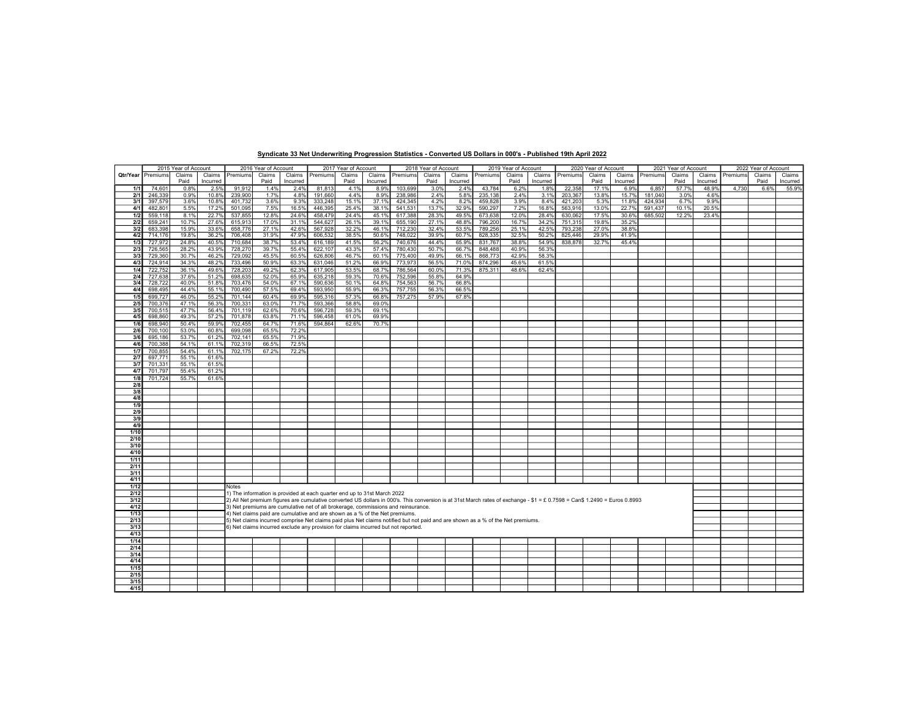## Syndicate 33 Net Underwriting Progression Statistics - Converted US Dollars in 000's - Published 19th April 2022

| Qtr/Year | 2015 Year of Account | | | 2016 Year of Account | | | 2017 Year of Account | | | 2018 Year of Account | | | 2019 Year of Account | | | 2020 Year of Account | | | 2021 Year of Account | | | 2022 Year of Account | | |
|---|---|---|---|---|---|---|---|---|---|---|---|---|---|---|---|---|---|---|---|---|---|---|---|---|
| | Premiums | Claims Paid | Claims Incurred | Premiums | Claims Paid | Claims Incurred | Premiums | Claims Paid | Claims Incurred | Premiums | Claims Paid | Claims Incurred | Premiums | Claims Paid | Claims Incurred | Premiums | Claims Paid | Claims Incurred | Premiums | Claims Paid | Claims Incurred | Premiums | Claims Paid | Claims Incurred |
| 1/1 | 74,601 | 0.8% | 2.5% | 91,912 | 1.4% | 2.4% | 81,813 | 4.1% | 8.9% | 103,699 | 3.0% | 2.4% | 43,784 | 6.2% | 1.8% | 22,358 | 17.1% | 6.9% | 6,857 | 57.7% | 48.9% | 4,730 | 6.6% | 55.9% |
| 2/1 | 246,339 | 0.9% | 10.8% | 239,900 | 1.7% | 4.8% | 191,660 | 4.4% | 8.9% | 238,986 | 2.4% | 5.8% | 235,138 | 2.4% | 3.1% | 203,367 | 13.8% | 15.7% | 181,040 | 3.0% | 4.6% | | | |
| 3/1 | 397,579 | 3.6% | 10.8% | 401,732 | 3.6% | 9.3% | 333,248 | 15.1% | 37.1% | 424,345 | 4.2% | 8.2% | 459,828 | 3.9% | 8.4% | 421,203 | 5.3% | 11.8% | 424,934 | 6.7% | 9.9% | | | |
| 4/1 | 482,801 | 5.5% | 17.2% | 501,095 | 7.5% | 16.5% | 446,395 | 25.4% | 38.1% | 541,531 | 13.7% | 32.9% | 590,297 | 7.2% | 16.8% | 563,916 | 13.0% | 22.7% | 591,437 | 10.1% | 20.5% | | | |
| 1/2 | 559,118 | 8.1% | 22.7% | 537,855 | 12.8% | 24.6% | 458,479 | 24.4% | 45.1% | 617,388 | 28.3% | 49.5% | 673,638 | 12.0% | 28.4% | 630,062 | 17.5% | 30.6% | 685,502 | 12.2% | 23.4% | | | |
| 2/2 | 659,241 | 10.7% | 27.6% | 615,913 | 17.0% | 31.1% | 544,627 | 26.1% | 39.1% | 655,190 | 27.1% | 48.8% | 796,200 | 16.7% | 34.2% | 751,315 | 19.8% | 35.2% | | | | | | |
| 3/2 | 683,398 | 15.9% | 33.6% | 658,776 | 27.1% | 42.6% | 567,928 | 32.2% | 46.1% | 712,230 | 32.4% | 53.5% | 789,256 | 25.1% | 42.5% | 793,238 | 27.0% | 38.8% | | | | | | |
| 4/2 | 714,176 | 19.8% | 36.2% | 706,408 | 31.9% | 47.9% | 606,532 | 38.5% | 50.6% | 748,022 | 39.9% | 60.7% | 828,335 | 32.5% | 50.2% | 825,446 | 29.9% | 41.9% | | | | | | |
| 1/3 | 727,972 | 24.8% | 40.5% | 710,684 | 38.7% | 53.4% | 616,189 | 41.5% | 56.2% | 740,676 | 44.4% | 65.9% | 831,767 | 38.8% | 54.9% | 838,878 | 32.7% | 45.4% | | | | | | |
| 2/3 | 726,565 | 28.2% | 43.9% | 728,270 | 39.7% | 55.4% | 622,107 | 43.3% | 57.4% | 780,430 | 50.7% | 66.7% | 848,488 | 40.9% | 56.3% | | | | | | | | | |
| 3/3 | 729,360 | 30.7% | 46.2% | 729,092 | 45.5% | 60.5% | 626,806 | 46.7% | 60.1% | 775,400 | 49.9% | 66.1% | 868,773 | 42.9% | 58.3% | | | | | | | | | |
| 4/3 | 724,914 | 34.3% | 48.2% | 733,496 | 50.9% | 63.3% | 631,046 | 51.2% | 66.9% | 773,973 | 56.5% | 71.0% | 874,296 | 45.6% | 61.5% | | | | | | | | | |
| 1/4 | 722,752 | 36.1% | 49.6% | 728,203 | 49.2% | 62.3% | 617,905 | 53.5% | 68.7% | 786,564 | 60.0% | 71.3% | 875,311 | 48.6% | 62.4% | | | | | | | | | |
| 2/4 | 727,638 | 37.6% | 51.2% | 698,635 | 52.0% | 65.9% | 635,218 | 59.3% | 70.6% | 752,596 | 55.8% | 64.9% | | | | | | | | | | | | |
| 3/4 | 728,722 | 40.0% | 51.8% | 703,476 | 54.0% | 67.1% | 590,636 | 50.1% | 64.8% | 754,563 | 56.7% | 66.8% | | | | | | | | | | | | |
| 4/4 | 698,495 | 44.4% | 55.1% | 700,490 | 57.5% | 69.4% | 593,950 | 55.9% | 66.3% | 757,755 | 56.3% | 66.5% | | | | | | | | | | | | |
| 1/5 | 699,727 | 46.0% | 55.2% | 701,144 | 60.4% | 69.9% | 595,316 | 57.3% | 66.8% | 757,275 | 57.9% | 67.8% | | | | | | | | | | | | |
| 2/5 | 700,376 | 47.1% | 56.3% | 700,331 | 63.0% | 71.7% | 593,366 | 58.8% | 69.0% | | | | | | | | | | | | | | | |
| 3/5 | 700,515 | 47.7% | 56.4% | 701,119 | 62.6% | 70.6% | 596,728 | 59.3% | 69.1% | | | | | | | | | | | | | | | |
| 4/5 | 698,860 | 49.3% | 57.2% | 701,878 | 63.8% | 71.1% | 596,458 | 61.0% | 69.9% | | | | | | | | | | | | | | | |
| 1/6 | 698,940 | 50.4% | 59.9% | 702,455 | 64.7% | 71.6% | 594,864 | 62.6% | 70.7% | | | | | | | | | | | | | | | |
| 2/6 | 700,100 | 53.0% | 60.8% | 699,098 | 65.5% | 72.2% | | | | | | | | | | | | | | | | | | |
| 3/6 | 695,186 | 53.7% | 61.2% | 702,141 | 65.5% | 71.9% | | | | | | | | | | | | | | | | | | |
| 4/6 | 700,388 | 54.1% | 61.1% | 702,319 | 66.5% | 72.5% | | | | | | | | | | | | | | | | | | |
| 1/7 | 700,855 | 54.4% | 61.1% | 702,175 | 67.2% | 72.2% | | | | | | | | | | | | | | | | | | |
| 2/7 | 697,771 | 55.1% | 61.6% | | | | | | | | | | | | | | | | | | | | | |
| 3/7 | 701,331 | 55.1% | 61.5% | | | | | | | | | | | | | | | | | | | | | |
| 4/7 | 701,797 | 55.4% | 61.2% | | | | | | | | | | | | | | | | | | | | | |
| 1/8 | 701,724 | 55.7% | 61.6% | | | | | | | | | | | | | | | | | | | | | |
| 2/8 | | | | | | | | | | | | | | | | | | | | | | | | |
| 3/8 | | | | | | | | | | | | | | | | | | | | | | | | |
| 4/8 | | | | | | | | | | | | | | | | | | | | | | | | |
| 1/9 | | | | | | | | | | | | | | | | | | | | | | | | |
| 2/9 | | | | | | | | | | | | | | | | | | | | | | | | |
| 3/9 | | | | | | | | | | | | | | | | | | | | | | | | |
| 4/9 | | | | | | | | | | | | | | | | | | | | | | | | |
| 1/10 | | | | | | | | | | | | | | | | | | | | | | | | |
| 2/10 | | | | | | | | | | | | | | | | | | | | | | | | |
| 3/10 | | | | | | | | | | | | | | | | | | | | | | | | |
| 4/10 | | | | | | | | | | | | | | | | | | | | | | | | |
| 1/11 | | | | | | | | | | | | | | | | | | | | | | | | |
| 2/11 | | | | | | | | | | | | | | | | | | | | | | | | |
| 3/11 | | | | | | | | | | | | | | | | | | | | | | | | |
| 4/11 | | | | | | | | | | | | | | | | | | | | | | | | |
| 1/12 | | | | | | | | | | | | | | | | | | | | | | | | |
| 2/12 | | | | | | | | | | | | | | | | | | | | | | | | |
| 3/12 | | | | | | | | | | | | | | | | | | | | | | | | |
| 4/12 | | | | | | | | | | | | | | | | | | | | | | | | |
| 1/13 | | | | | | | | | | | | | | | | | | | | | | | | |
| 2/13 | | | | | | | | | | | | | | | | | | | | | | | | |
| 3/13 | | | | | | | | | | | | | | | | | | | | | | | | |
| 4/13 | | | | | | | | | | | | | | | | | | | | | | | | |
| 1/14 | | | | | | | | | | | | | | | | | | | | | | | | |
| 2/14 | | | | | | | | | | | | | | | | | | | | | | | | |
| 3/14 | | | | | | | | | | | | | | | | | | | | | | | | |
| 4/14 | | | | | | | | | | | | | | | | | | | | | | | | |
| 1/15 | | | | | | | | | | | | | | | | | | | | | | | | |
| 2/15 | | | | | | | | | | | | | | | | | | | | | | | | |
| 3/15 | | | | | | | | | | | | | | | | | | | | | | | | |
| 4/15 | | | | | | | | | | | | | | | | | | | | | | | | |

Notes
1) The information is provided at each quarter end up to 31st March 2022
2) All Net premium figures are cumulative converted US dollars in 000's. This conversion is at 31st March rates of exchange - $1 = £ 0.7598 = Can$ 1.2490 = Euros 0.8993
3) Net premiums are cumulative net of all brokerage, commissions and reinsurance.
4) Net claims paid are cumulative and are shown as a % of the Net premiums.
5) Net claims incurred comprise Net claims paid plus Net claims notified but not paid and are shown as a % of the Net premiums.
6) Net claims incurred exclude any provision for claims incurred but not reported.